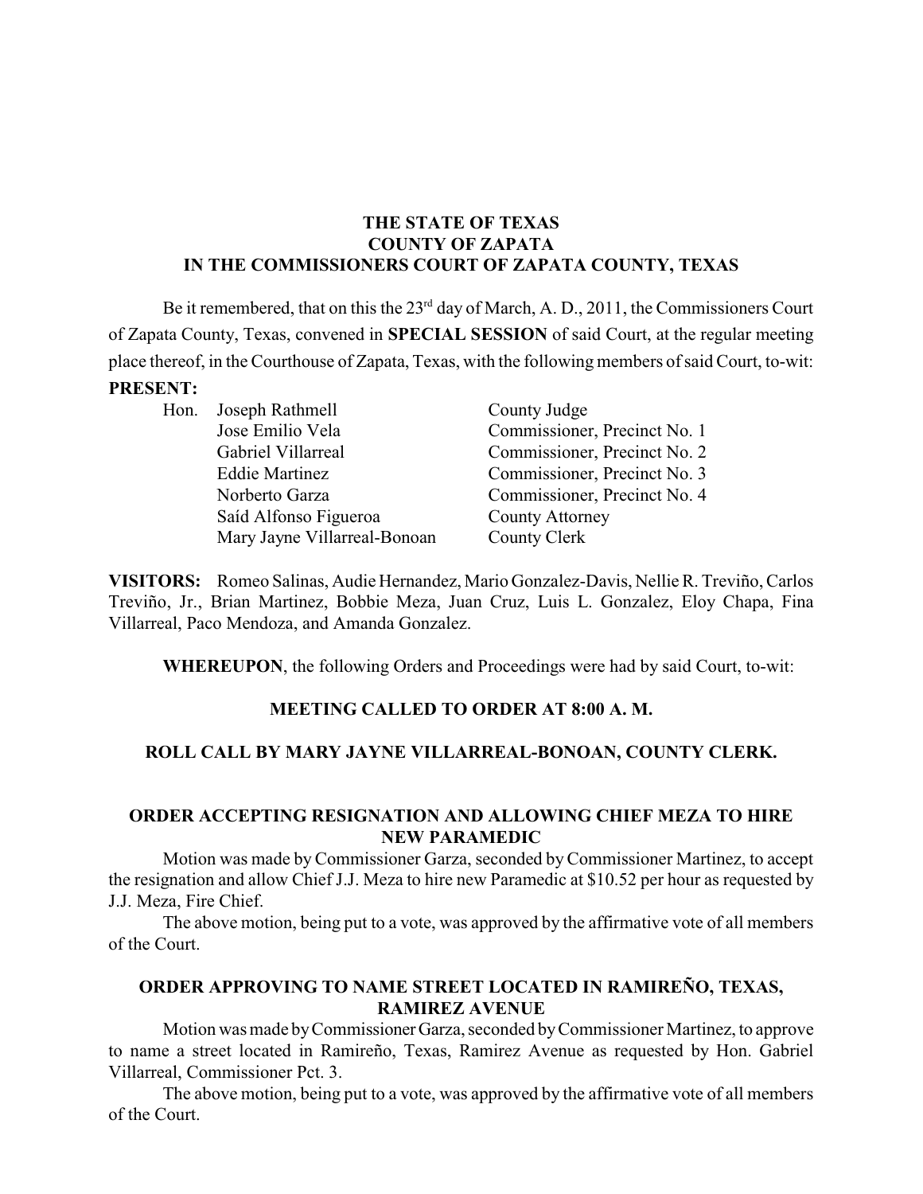# THE STATE OF TEXAS
# COUNTY OF ZAPATA
# IN THE COMMISSIONERS COURT OF ZAPATA COUNTY, TEXAS

Be it remembered, that on this the 23rd day of March, A. D., 2011, the Commissioners Court of Zapata County, Texas, convened in **SPECIAL SESSION** of said Court, at the regular meeting place thereof, in the Courthouse of Zapata, Texas, with the following members of said Court, to-wit:

**PRESENT:**

| | | |
|---|---|---|
| Hon. | Joseph Rathmell | County Judge |
| | Jose Emilio Vela | Commissioner, Precinct No. 1 |
| | Gabriel Villarreal | Commissioner, Precinct No. 2 |
| | Eddie Martinez | Commissioner, Precinct No. 3 |
| | Norberto Garza | Commissioner, Precinct No. 4 |
| | Saíd Alfonso Figueroa | County Attorney |
| | Mary Jayne Villarreal-Bonoan | County Clerk |

**VISITORS:** Romeo Salinas, Audie Hernandez, Mario Gonzalez-Davis, Nellie R. Treviño, Carlos Treviño, Jr., Brian Martinez, Bobbie Meza, Juan Cruz, Luis L. Gonzalez, Eloy Chapa, Fina Villarreal, Paco Mendoza, and Amanda Gonzalez.

**WHEREUPON**, the following Orders and Proceedings were had by said Court, to-wit:

**MEETING CALLED TO ORDER AT 8:00 A. M.**

**ROLL CALL BY MARY JAYNE VILLARREAL-BONOAN, COUNTY CLERK.**

## ORDER ACCEPTING RESIGNATION AND ALLOWING CHIEF MEZA TO HIRE NEW PARAMEDIC

Motion was made by Commissioner Garza, seconded by Commissioner Martinez, to accept the resignation and allow Chief J.J. Meza to hire new Paramedic at $10.52 per hour as requested by J.J. Meza, Fire Chief.

The above motion, being put to a vote, was approved by the affirmative vote of all members of the Court.

## ORDER APPROVING TO NAME STREET LOCATED IN RAMIREÑO, TEXAS, RAMIREZ AVENUE

Motion was made by Commissioner Garza, seconded by Commissioner Martinez, to approve to name a street located in Ramireño, Texas, Ramirez Avenue as requested by Hon. Gabriel Villarreal, Commissioner Pct. 3.

The above motion, being put to a vote, was approved by the affirmative vote of all members of the Court.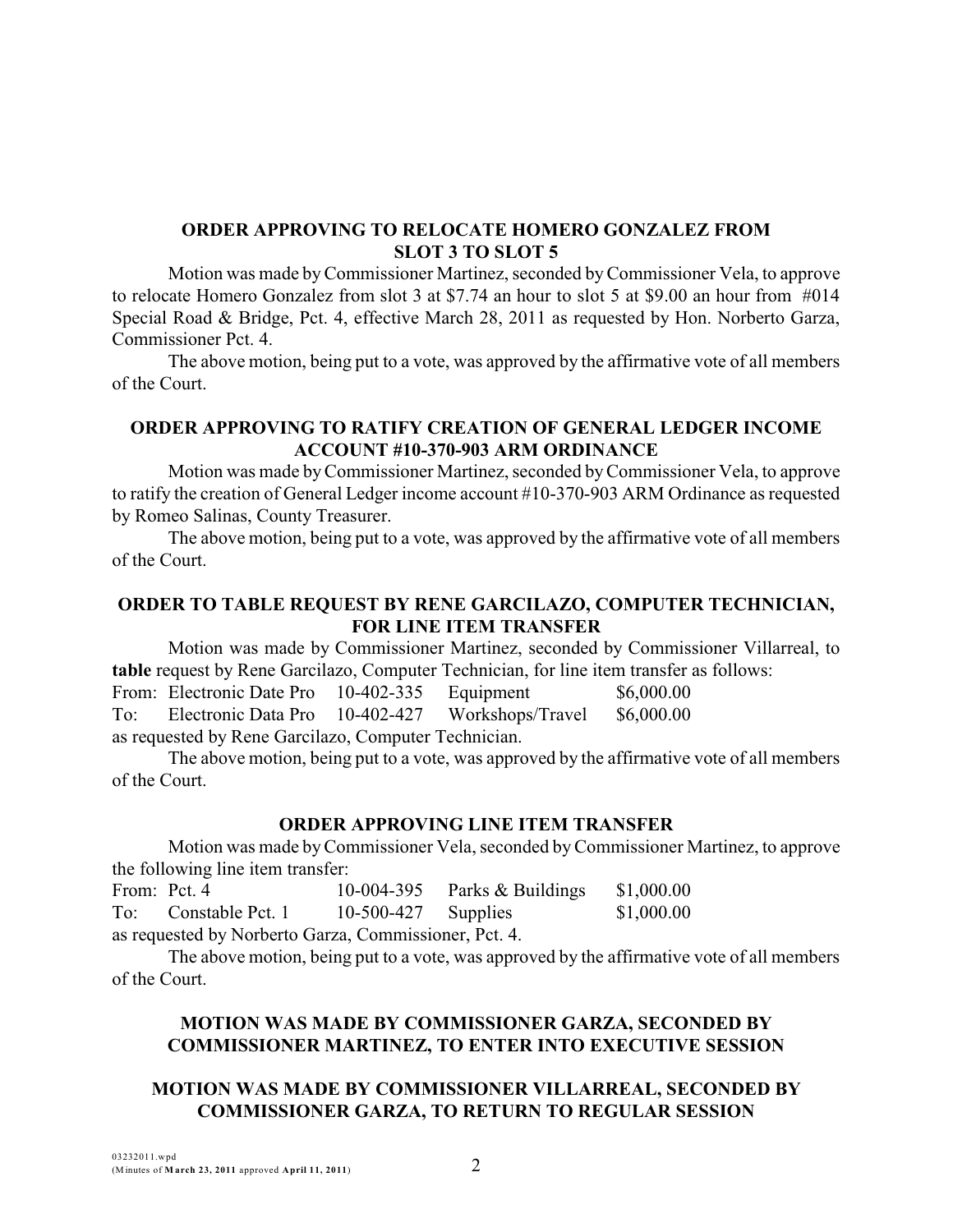### ORDER APPROVING TO RELOCATE HOMERO GONZALEZ FROM SLOT 3 TO SLOT 5

Motion was made by Commissioner Martinez, seconded by Commissioner Vela, to approve to relocate Homero Gonzalez from slot 3 at $7.74 an hour to slot 5 at $9.00 an hour from #014 Special Road & Bridge, Pct. 4, effective March 28, 2011 as requested by Hon. Norberto Garza, Commissioner Pct. 4.

The above motion, being put to a vote, was approved by the affirmative vote of all members of the Court.

### ORDER APPROVING TO RATIFY CREATION OF GENERAL LEDGER INCOME ACCOUNT #10-370-903 ARM ORDINANCE

Motion was made by Commissioner Martinez, seconded by Commissioner Vela, to approve to ratify the creation of General Ledger income account #10-370-903 ARM Ordinance as requested by Romeo Salinas, County Treasurer.

The above motion, being put to a vote, was approved by the affirmative vote of all members of the Court.

### ORDER TO TABLE REQUEST BY RENE GARCILAZO, COMPUTER TECHNICIAN, FOR LINE ITEM TRANSFER

Motion was made by Commissioner Martinez, seconded by Commissioner Villarreal, to **table** request by Rene Garcilazo, Computer Technician, for line item transfer as follows:

| | | | | |
|---|---|---|---|---|
| From: | Electronic Date Pro | 10-402-335 | Equipment | $6,000.00 |
| To: | Electronic Data Pro | 10-402-427 | Workshops/Travel | $6,000.00 |

as requested by Rene Garcilazo, Computer Technician.

The above motion, being put to a vote, was approved by the affirmative vote of all members of the Court.

### ORDER APPROVING LINE ITEM TRANSFER

Motion was made by Commissioner Vela, seconded by Commissioner Martinez, to approve the following line item transfer:

| | | | | |
|---|---|---|---|---|
| From: | Pct. 4 | 10-004-395 | Parks & Buildings | $1,000.00 |
| To: | Constable Pct. 1 | 10-500-427 | Supplies | $1,000.00 |

as requested by Norberto Garza, Commissioner, Pct. 4.

The above motion, being put to a vote, was approved by the affirmative vote of all members of the Court.

### MOTION WAS MADE BY COMMISSIONER GARZA, SECONDED BY COMMISSIONER MARTINEZ, TO ENTER INTO EXECUTIVE SESSION

### MOTION WAS MADE BY COMMISSIONER VILLARREAL, SECONDED BY COMMISSIONER GARZA, TO RETURN TO REGULAR SESSION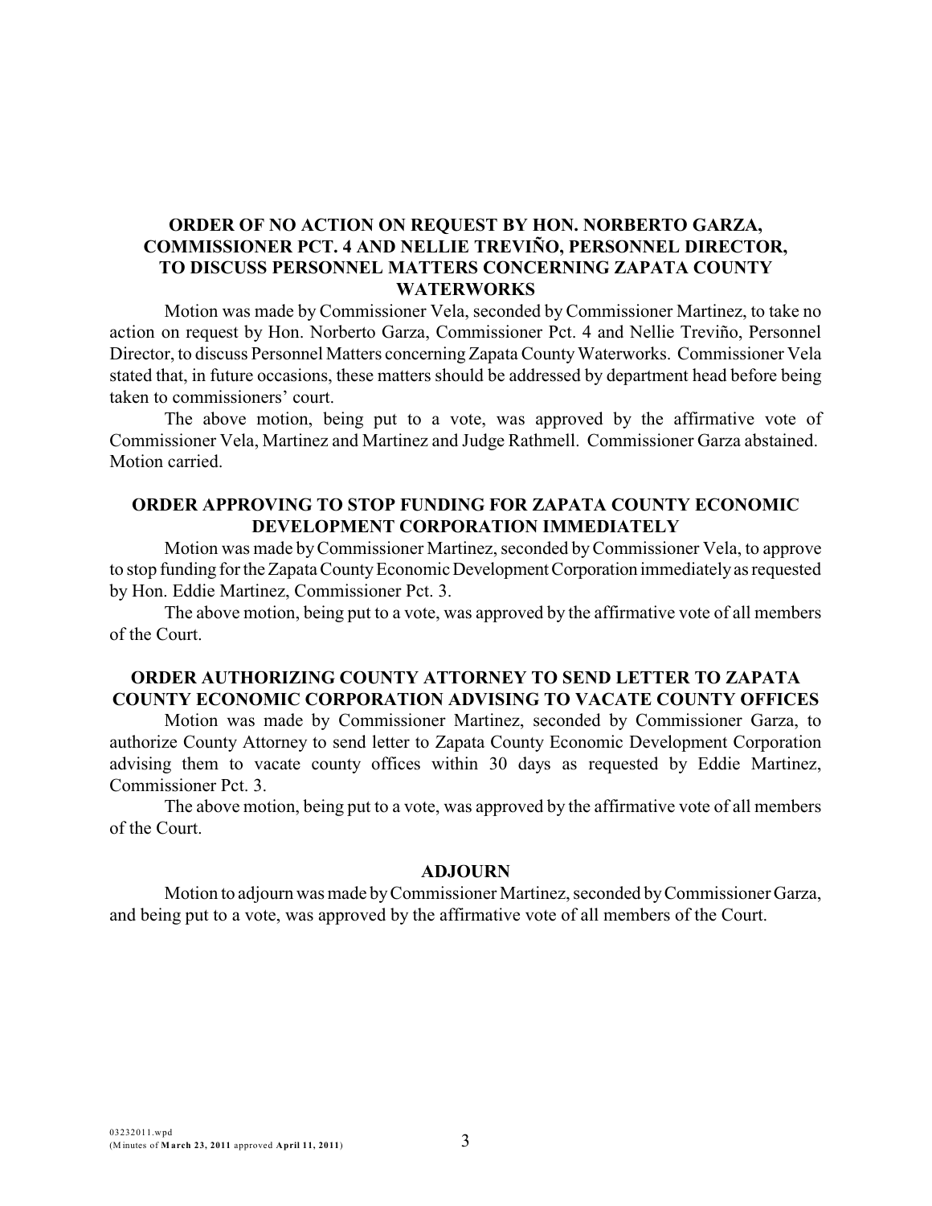**ORDER OF NO ACTION ON REQUEST BY HON. NORBERTO GARZA, COMMISSIONER PCT. 4 AND NELLIE TREVIÑO, PERSONNEL DIRECTOR, TO DISCUSS PERSONNEL MATTERS CONCERNING ZAPATA COUNTY WATERWORKS**

Motion was made by Commissioner Vela, seconded by Commissioner Martinez, to take no action on request by Hon. Norberto Garza, Commissioner Pct. 4 and Nellie Treviño, Personnel Director, to discuss Personnel Matters concerning Zapata County Waterworks. Commissioner Vela stated that, in future occasions, these matters should be addressed by department head before being taken to commissioners' court.

The above motion, being put to a vote, was approved by the affirmative vote of Commissioner Vela, Martinez and Martinez and Judge Rathmell. Commissioner Garza abstained. Motion carried.

**ORDER APPROVING TO STOP FUNDING FOR ZAPATA COUNTY ECONOMIC DEVELOPMENT CORPORATION IMMEDIATELY**

Motion was made by Commissioner Martinez, seconded by Commissioner Vela, to approve to stop funding for the Zapata County Economic Development Corporation immediately as requested by Hon. Eddie Martinez, Commissioner Pct. 3.

The above motion, being put to a vote, was approved by the affirmative vote of all members of the Court.

**ORDER AUTHORIZING COUNTY ATTORNEY TO SEND LETTER TO ZAPATA COUNTY ECONOMIC CORPORATION ADVISING TO VACATE COUNTY OFFICES**

Motion was made by Commissioner Martinez, seconded by Commissioner Garza, to authorize County Attorney to send letter to Zapata County Economic Development Corporation advising them to vacate county offices within 30 days as requested by Eddie Martinez, Commissioner Pct. 3.

The above motion, being put to a vote, was approved by the affirmative vote of all members of the Court.

**ADJOURN**

Motion to adjourn was made by Commissioner Martinez, seconded by Commissioner Garza, and being put to a vote, was approved by the affirmative vote of all members of the Court.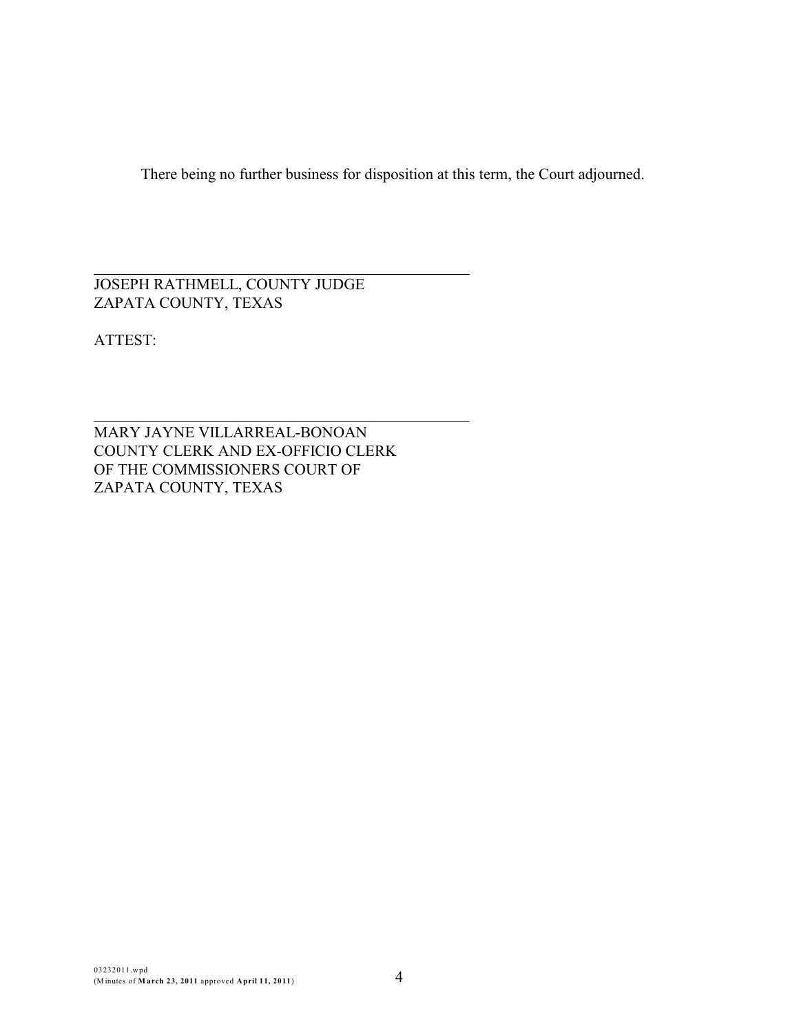There being no further business for disposition at this term, the Court adjourned.

\_\_\_\_\_\_\_\_\_\_\_\_\_\_\_\_\_\_\_\_\_\_\_\_\_\_\_\_\_\_\_\_\_\_\_\_\_\_\_\_

JOSEPH RATHMELL, COUNTY JUDGE
ZAPATA COUNTY, TEXAS

ATTEST:

\_\_\_\_\_\_\_\_\_\_\_\_\_\_\_\_\_\_\_\_\_\_\_\_\_\_\_\_\_\_\_\_\_\_\_\_\_\_\_\_

MARY JAYNE VILLARREAL-BONOAN
COUNTY CLERK AND EX-OFFICIO CLERK
OF THE COMMISSIONERS COURT OF
ZAPATA COUNTY, TEXAS

03232011.wpd
(Minutes of **March 23, 2011** approved **April 11, 2011**)